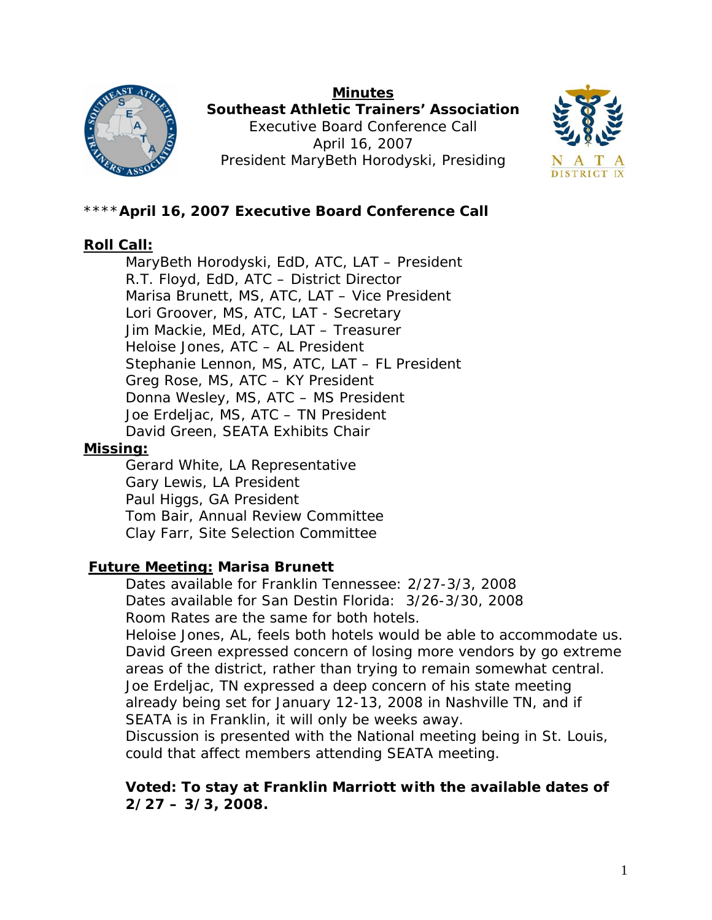**Minutes**

**Southeast Athletic Trainers' Association**

Executive Board Conference Call

April 16, 2007

President MaryBeth Horodyski, Presiding

****** April 16, 2007 Executive Board Conference Call**

**Roll Call:**

MaryBeth Horodyski, EdD, ATC, LAT – President
R.T. Floyd, EdD, ATC – District Director
Marisa Brunett, MS, ATC, LAT – Vice President
Lori Groover, MS, ATC, LAT - Secretary
Jim Mackie, MEd, ATC, LAT – Treasurer
Heloise Jones, ATC – AL President
Stephanie Lennon, MS, ATC, LAT – FL President
Greg Rose, MS, ATC – KY President
Donna Wesley, MS, ATC – MS President
Joe Erdeljac, MS, ATC – TN President
David Green, SEATA Exhibits Chair

**Missing:**

Gerard White, LA Representative
Gary Lewis, LA President
Paul Higgs, GA President
Tom Bair, Annual Review Committee
Clay Farr, Site Selection Committee

**Future Meeting: Marisa Brunett**

Dates available for Franklin Tennessee: 2/27-3/3, 2008
Dates available for San Destin Florida: 3/26-3/30, 2008
Room Rates are the same for both hotels.
Heloise Jones, AL, feels both hotels would be able to accommodate us.
David Green expressed concern of losing more vendors by go extreme areas of the district, rather than trying to remain somewhat central.
Joe Erdeljac, TN expressed a deep concern of his state meeting already being set for January 12-13, 2008 in Nashville TN, and if SEATA is in Franklin, it will only be weeks away.
Discussion is presented with the National meeting being in St. Louis, could that affect members attending SEATA meeting.

**Voted: To stay at Franklin Marriott with the available dates of 2/27 – 3/3, 2008.**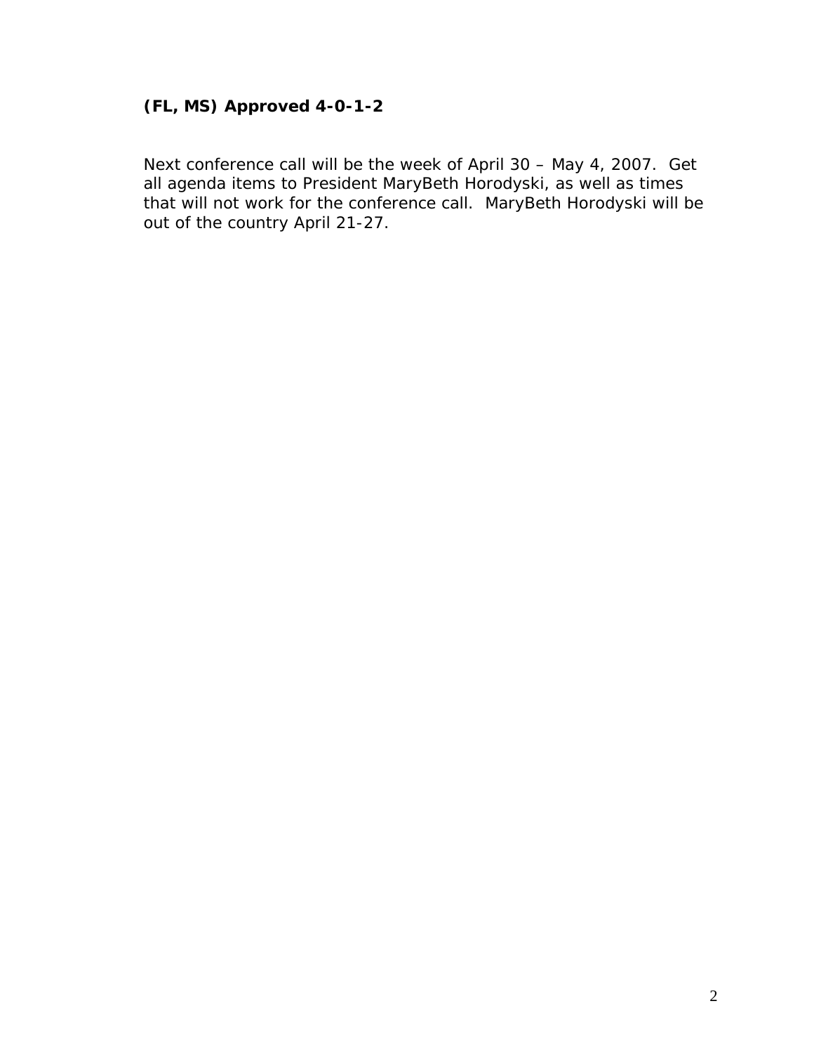**(FL, MS) Approved 4-0-1-2**

Next conference call will be the week of April 30 – May 4, 2007. Get all agenda items to President MaryBeth Horodyski, as well as times that will not work for the conference call. MaryBeth Horodyski will be out of the country April 21-27.